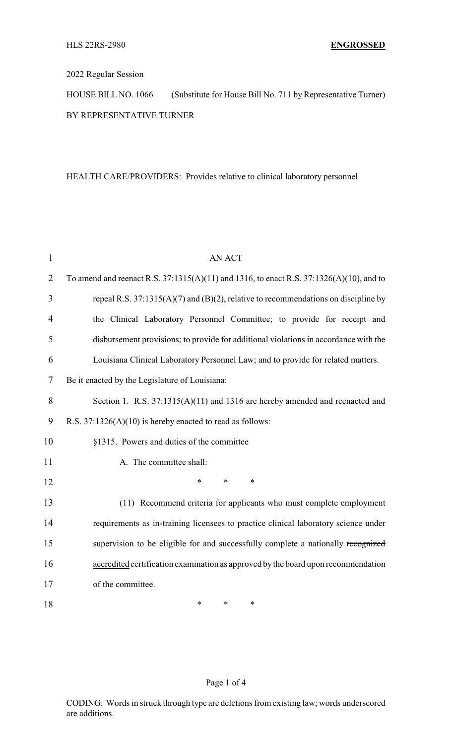HLS 22RS-2980 **ENGROSSED**

2022 Regular Session

HOUSE BILL NO. 1066 (Substitute for House Bill No. 711 by Representative Turner)

BY REPRESENTATIVE TURNER

HEALTH CARE/PROVIDERS: Provides relative to clinical laboratory personnel

AN ACT

To amend and reenact R.S. 37:1315(A)(11) and 1316, to enact R.S. 37:1326(A)(10), and to repeal R.S. 37:1315(A)(7) and (B)(2), relative to recommendations on discipline by the Clinical Laboratory Personnel Committee; to provide for receipt and disbursement provisions; to provide for additional violations in accordance with the Louisiana Clinical Laboratory Personnel Law; and to provide for related matters.

Be it enacted by the Legislature of Louisiana:

Section 1. R.S. 37:1315(A)(11) and 1316 are hereby amended and reenacted and R.S. 37:1326(A)(10) is hereby enacted to read as follows:

§1315. Powers and duties of the committee

A. The committee shall:

\* \* \*

(11) Recommend criteria for applicants who must complete employment requirements as in-training licensees to practice clinical laboratory science under supervision to be eligible for and successfully complete a nationally ~~recognized~~ <u>accredited</u> certification examination as approved by the board upon recommendation of the committee.

\* \* \*

CODING: Words in ~~struck through~~ type are deletions from existing law; words <u>underscored</u> are additions.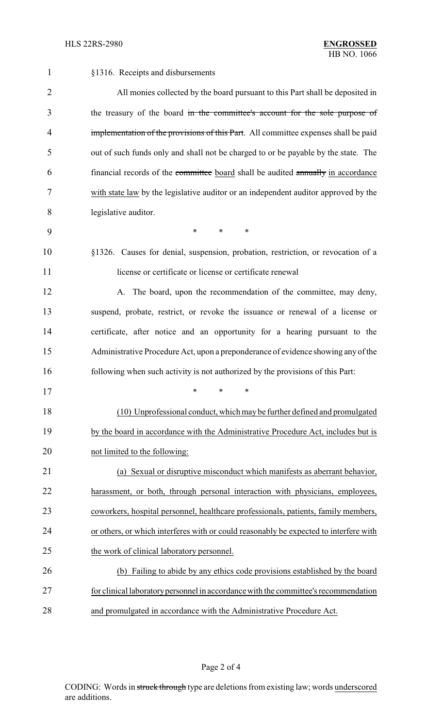§1316. Receipts and disbursements

All monies collected by the board pursuant to this Part shall be deposited in the treasury of the board ~~in the committee's account for the sole purpose of implementation of the provisions of this Part~~. All committee expenses shall be paid out of such funds only and shall not be charged to or be payable by the state. The financial records of the ~~committee~~ board shall be audited ~~annually~~ in accordance with state law by the legislative auditor or an independent auditor approved by the legislative auditor.

\* \* \*

§1326. Causes for denial, suspension, probation, restriction, or revocation of a license or certificate or license or certificate renewal

A. The board, upon the recommendation of the committee, may deny, suspend, probate, restrict, or revoke the issuance or renewal of a license or certificate, after notice and an opportunity for a hearing pursuant to the Administrative Procedure Act, upon a preponderance of evidence showing any of the following when such activity is not authorized by the provisions of this Part:

\* \* \*

(10) Unprofessional conduct, which may be further defined and promulgated by the board in accordance with the Administrative Procedure Act, includes but is not limited to the following:

(a) Sexual or disruptive misconduct which manifests as aberrant behavior, harassment, or both, through personal interaction with physicians, employees, coworkers, hospital personnel, healthcare professionals, patients, family members, or others, or which interferes with or could reasonably be expected to interfere with the work of clinical laboratory personnel.

(b) Failing to abide by any ethics code provisions established by the board for clinical laboratory personnel in accordance with the committee's recommendation and promulgated in accordance with the Administrative Procedure Act.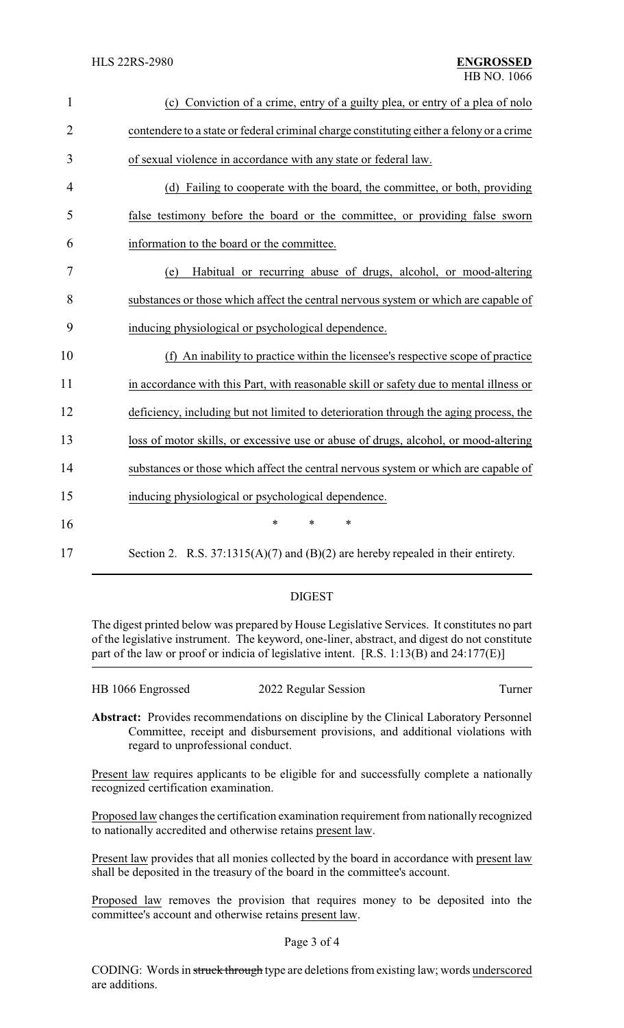(c) Conviction of a crime, entry of a guilty plea, or entry of a plea of nolo contendere to a state or federal criminal charge constituting either a felony or a crime of sexual violence in accordance with any state or federal law.

(d) Failing to cooperate with the board, the committee, or both, providing false testimony before the board or the committee, or providing false sworn information to the board or the committee.

(e) Habitual or recurring abuse of drugs, alcohol, or mood-altering substances or those which affect the central nervous system or which are capable of inducing physiological or psychological dependence.

(f) An inability to practice within the licensee's respective scope of practice in accordance with this Part, with reasonable skill or safety due to mental illness or deficiency, including but not limited to deterioration through the aging process, the loss of motor skills, or excessive use or abuse of drugs, alcohol, or mood-altering substances or those which affect the central nervous system or which are capable of inducing physiological or psychological dependence.

\* \* \*

Section 2. R.S. 37:1315(A)(7) and (B)(2) are hereby repealed in their entirety.

## DIGEST

The digest printed below was prepared by House Legislative Services. It constitutes no part of the legislative instrument. The keyword, one-liner, abstract, and digest do not constitute part of the law or proof or indicia of legislative intent. [R.S. 1:13(B) and 24:177(E)]

HB 1066 Engrossed 2022 Regular Session Turner

**Abstract:** Provides recommendations on discipline by the Clinical Laboratory Personnel Committee, receipt and disbursement provisions, and additional violations with regard to unprofessional conduct.

Present law requires applicants to be eligible for and successfully complete a nationally recognized certification examination.

Proposed law changes the certification examination requirement from nationally recognized to nationally accredited and otherwise retains present law.

Present law provides that all monies collected by the board in accordance with present law shall be deposited in the treasury of the board in the committee's account.

Proposed law removes the provision that requires money to be deposited into the committee's account and otherwise retains present law.

CODING: Words in ~~struck through~~ type are deletions from existing law; words underscored are additions.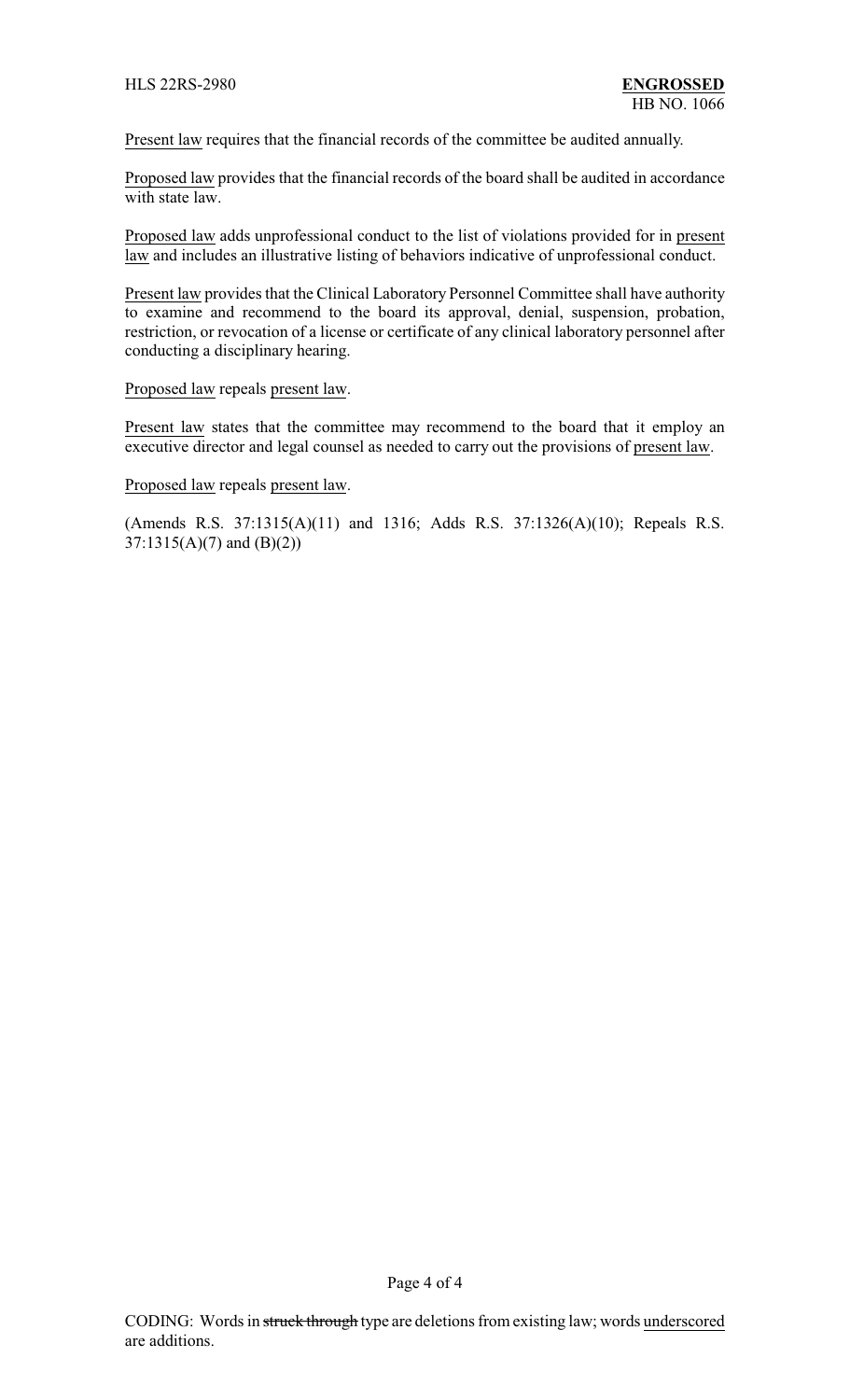Present law requires that the financial records of the committee be audited annually.

Proposed law provides that the financial records of the board shall be audited in accordance with state law.

Proposed law adds unprofessional conduct to the list of violations provided for in present law and includes an illustrative listing of behaviors indicative of unprofessional conduct.

Present law provides that the Clinical Laboratory Personnel Committee shall have authority to examine and recommend to the board its approval, denial, suspension, probation, restriction, or revocation of a license or certificate of any clinical laboratory personnel after conducting a disciplinary hearing.

Proposed law repeals present law.

Present law states that the committee may recommend to the board that it employ an executive director and legal counsel as needed to carry out the provisions of present law.

Proposed law repeals present law.

(Amends R.S. 37:1315(A)(11) and 1316; Adds R.S. 37:1326(A)(10); Repeals R.S. 37:1315(A)(7) and (B)(2))

CODING: Words in ~~struck through~~ type are deletions from existing law; words underscored are additions.